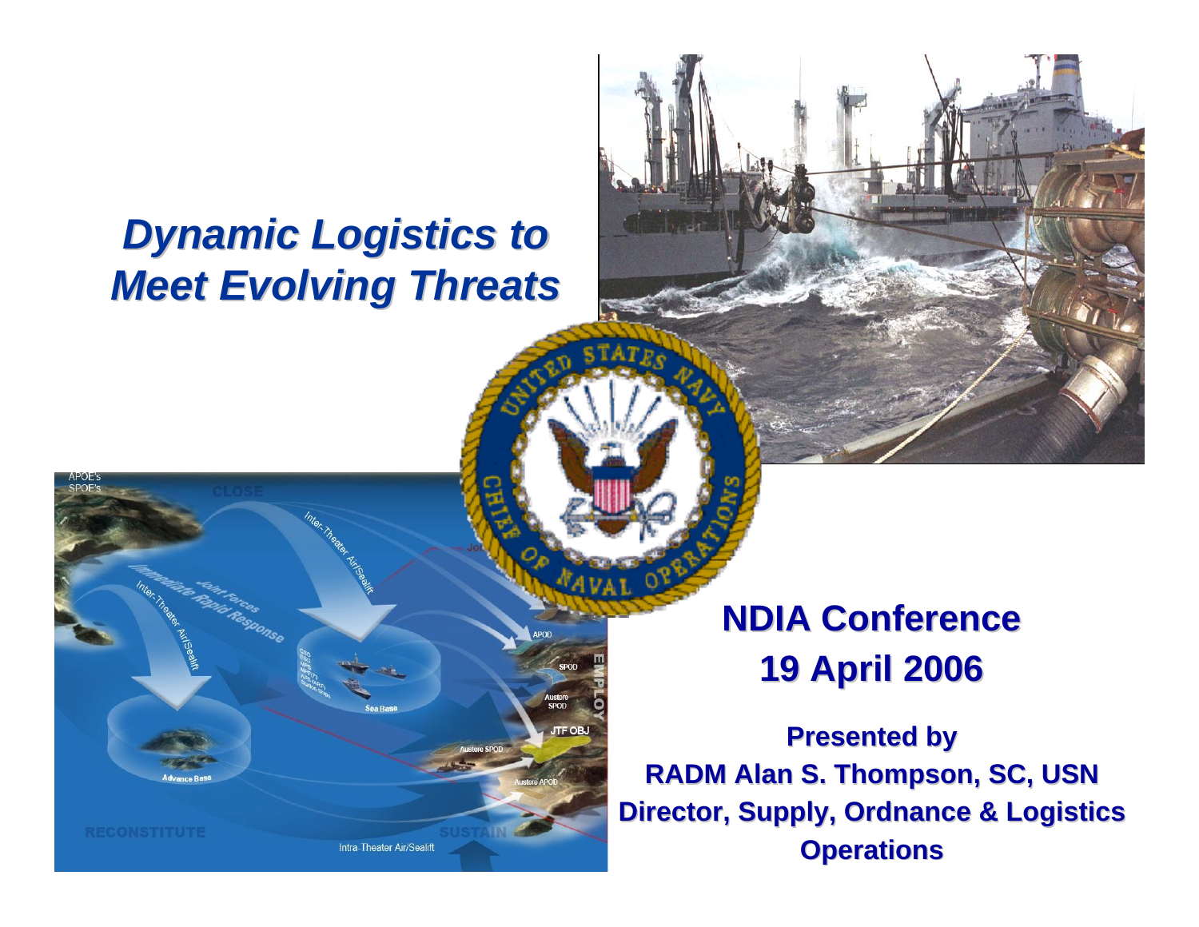# *Dynamic Logistics to Meet Evolving Threats*

## NDIA Conference
## 19 April 2006

**Presented by**
**RADM Alan S. Thompson, SC, USN**
**Director, Supply, Ordnance & Logistics Operations**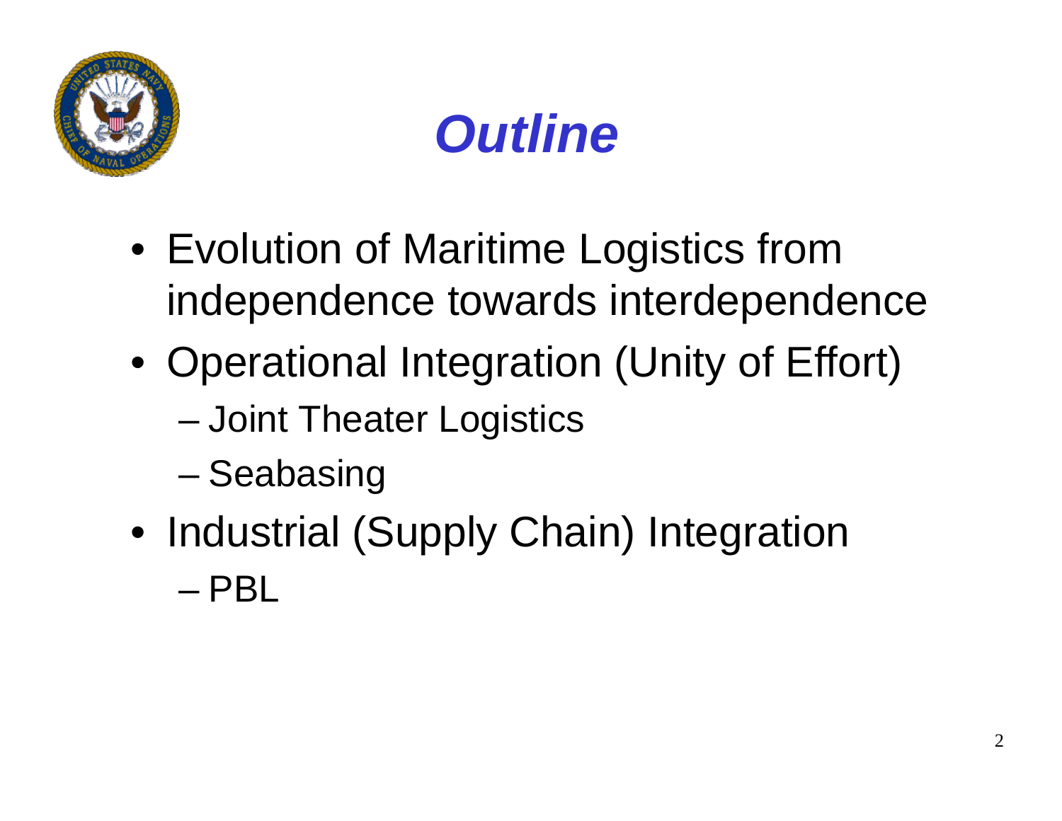# *Outline*

- Evolution of Maritime Logistics from independence towards interdependence
- Operational Integration (Unity of Effort)
  - Joint Theater Logistics
  - Seabasing
- Industrial (Supply Chain) Integration
  - PBL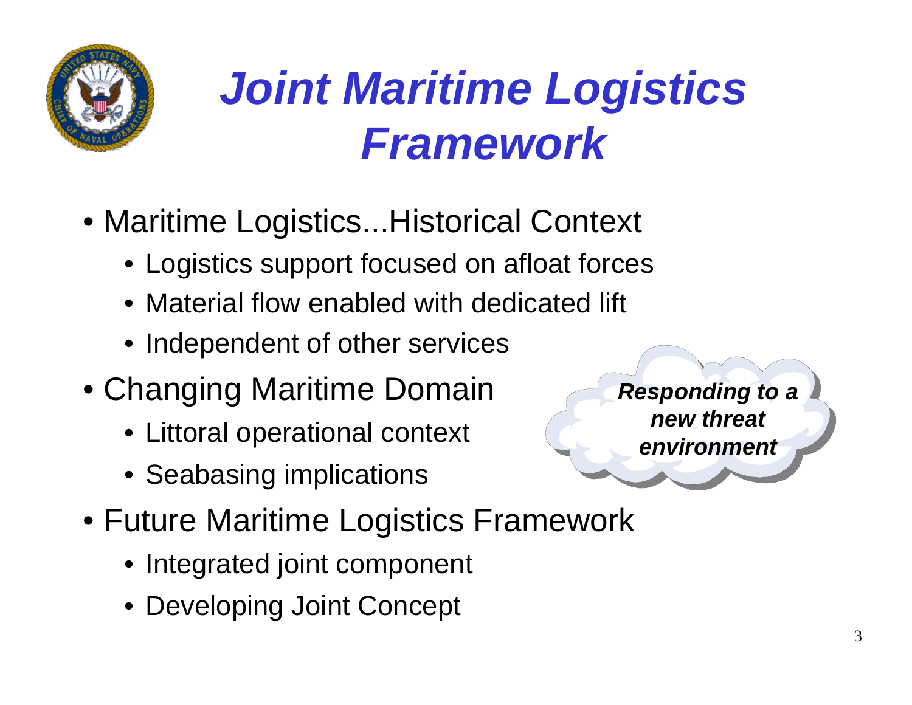# *Joint Maritime Logistics Framework*

- Maritime Logistics...Historical Context
  - Logistics support focused on afloat forces
  - Material flow enabled with dedicated lift
  - Independent of other services
- Changing Maritime Domain
  - Littoral operational context
  - Seabasing implications
- Future Maritime Logistics Framework
  - Integrated joint component
  - Developing Joint Concept

***Responding to a new threat environment***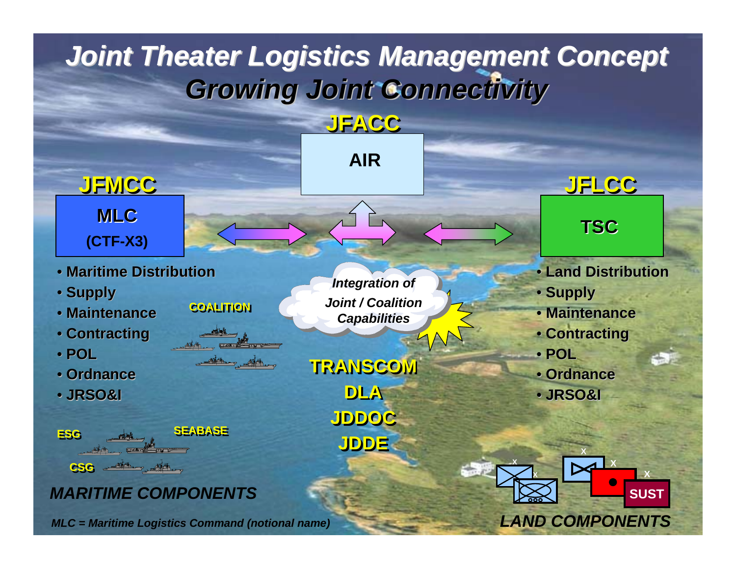# Joint Theater Logistics Management Concept

## Growing Joint Connectivity

**JFACC**

**AIR**

**JFMCC**

**MLC**
**(CTF-X3)**

- Maritime Distribution
- Supply
- Maintenance
- Contracting
- POL
- Ordnance
- JRSO&I

**COALITION**

*Integration of Joint / Coalition Capabilities*

**JFLCC**

**TSC**

- Land Distribution
- Supply
- Maintenance
- Contracting
- POL
- Ordnance
- JRSO&I

**TRANSCOM**
**DLA**
**JDDOC**
**JDDE**

**ESG** **SEABASE**

**CSG**

***MARITIME COMPONENTS***

**SUST**

***LAND COMPONENTS***

*MLC = Maritime Logistics Command (notional name)*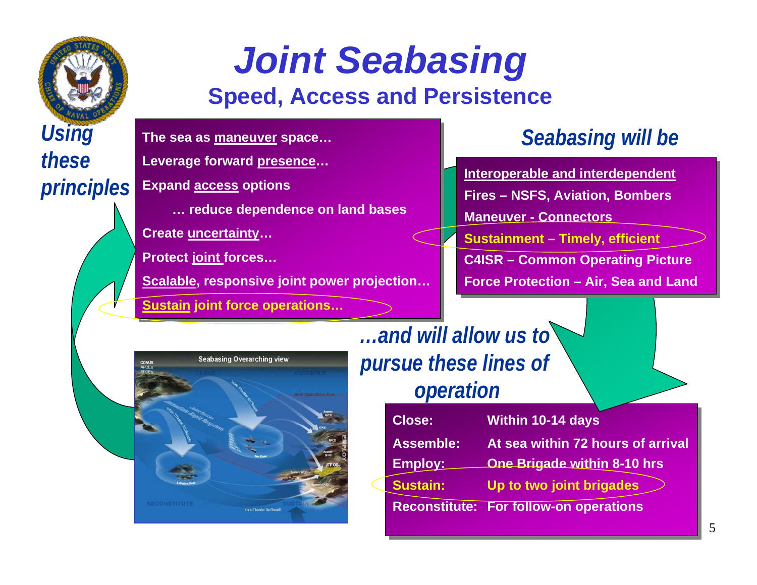# *Joint Seabasing*

## Speed, Access and Persistence

*Using these principles*

- The sea as maneuver space…
- Leverage forward presence…
- Expand access options
  - … reduce dependence on land bases
- Create uncertainty…
- Protect joint forces…
- Scalable, responsive joint power projection…
- Sustain joint force operations…

*Seabasing will be*

- Interoperable and interdependent
- Fires – NSFS, Aviation, Bombers
- Maneuver - Connectors
- Sustainment – Timely, efficient
- C4ISR – Common Operating Picture
- Force Protection – Air, Sea and Land

*…and will allow us to pursue these lines of operation*

| | |
|---|---|
| Close: | Within 10-14 days |
| Assemble: | At sea within 72 hours of arrival |
| Employ: | One Brigade within 8-10 hrs |
| Sustain: | Up to two joint brigades |
| Reconstitute: | For follow-on operations |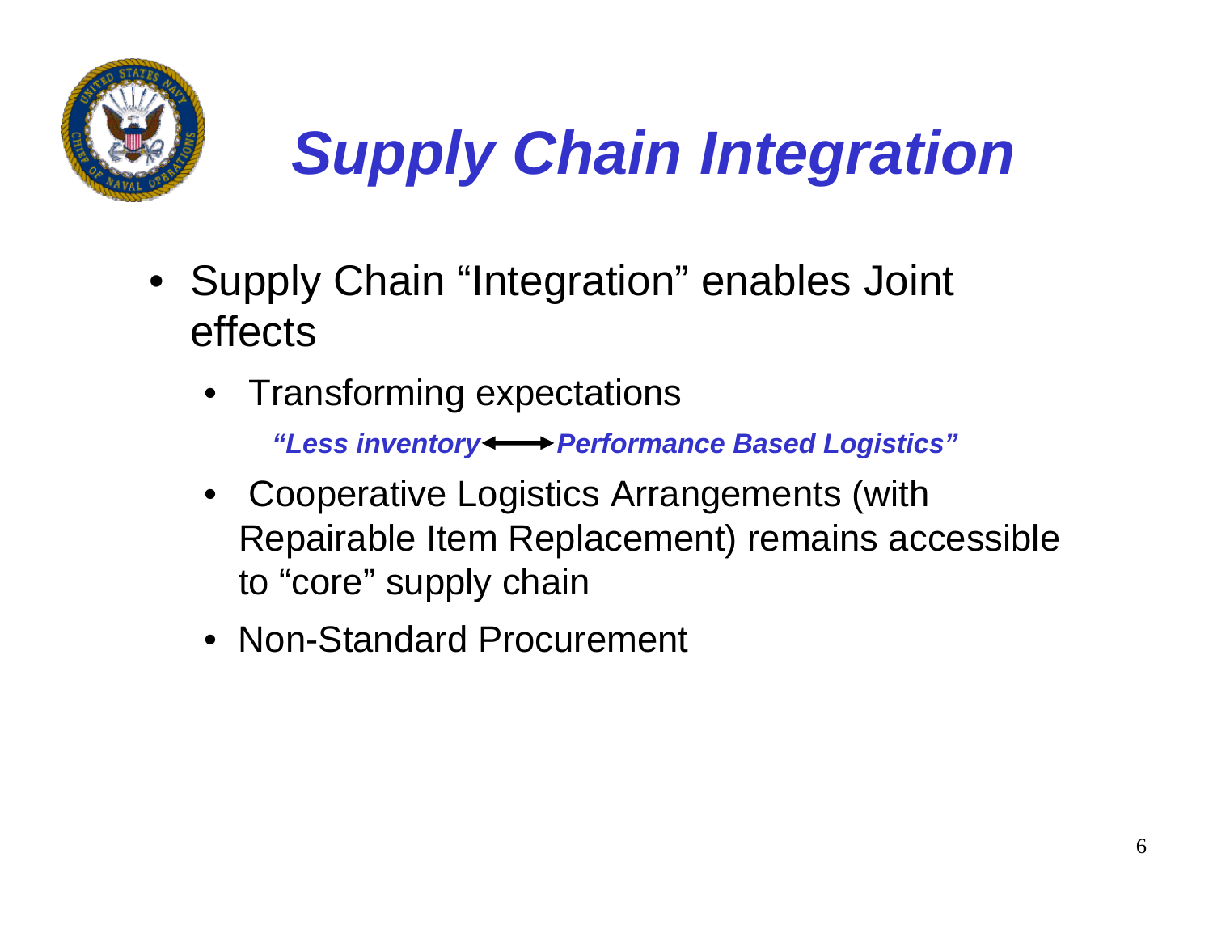# *Supply Chain Integration*

- Supply Chain "Integration" enables Joint effects
  - Transforming expectations

    ***"Less inventory ⟷ Performance Based Logistics"***

  - Cooperative Logistics Arrangements (with Repairable Item Replacement) remains accessible to "core" supply chain
  - Non-Standard Procurement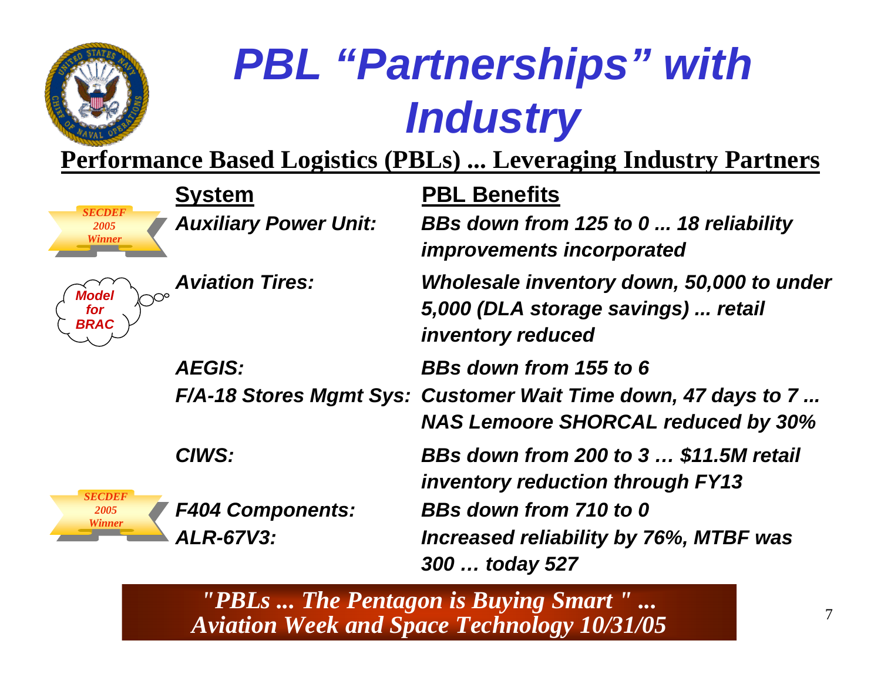# PBL "Partnerships" with Industry

**Performance Based Logistics (PBLs) ... Leveraging Industry Partners**

| | System | PBL Benefits |
|---|---|---|
| *SECDEF 2005 Winner* | *Auxiliary Power Unit:* | *BBs down from 125 to 0 ... 18 reliability improvements incorporated* |
| *Model for BRAC* | *Aviation Tires:* | *Wholesale inventory down, 50,000 to under 5,000 (DLA storage savings) ... retail inventory reduced* |
| | *AEGIS:* | *BBs down from 155 to 6* |
| | *F/A-18 Stores Mgmt Sys:* | *Customer Wait Time down, 47 days to 7 ... NAS Lemoore SHORCAL reduced by 30%* |
| | *CIWS:* | *BBs down from 200 to 3 … $11.5M retail inventory reduction through FY13* |
| *SECDEF 2005 Winner* | *F404 Components:* | *BBs down from 710 to 0* |
| | *ALR-67V3:* | *Increased reliability by 76%, MTBF was 300 … today 527* |

*"PBLs ... The Pentagon is Buying Smart " ... Aviation Week and Space Technology 10/31/05*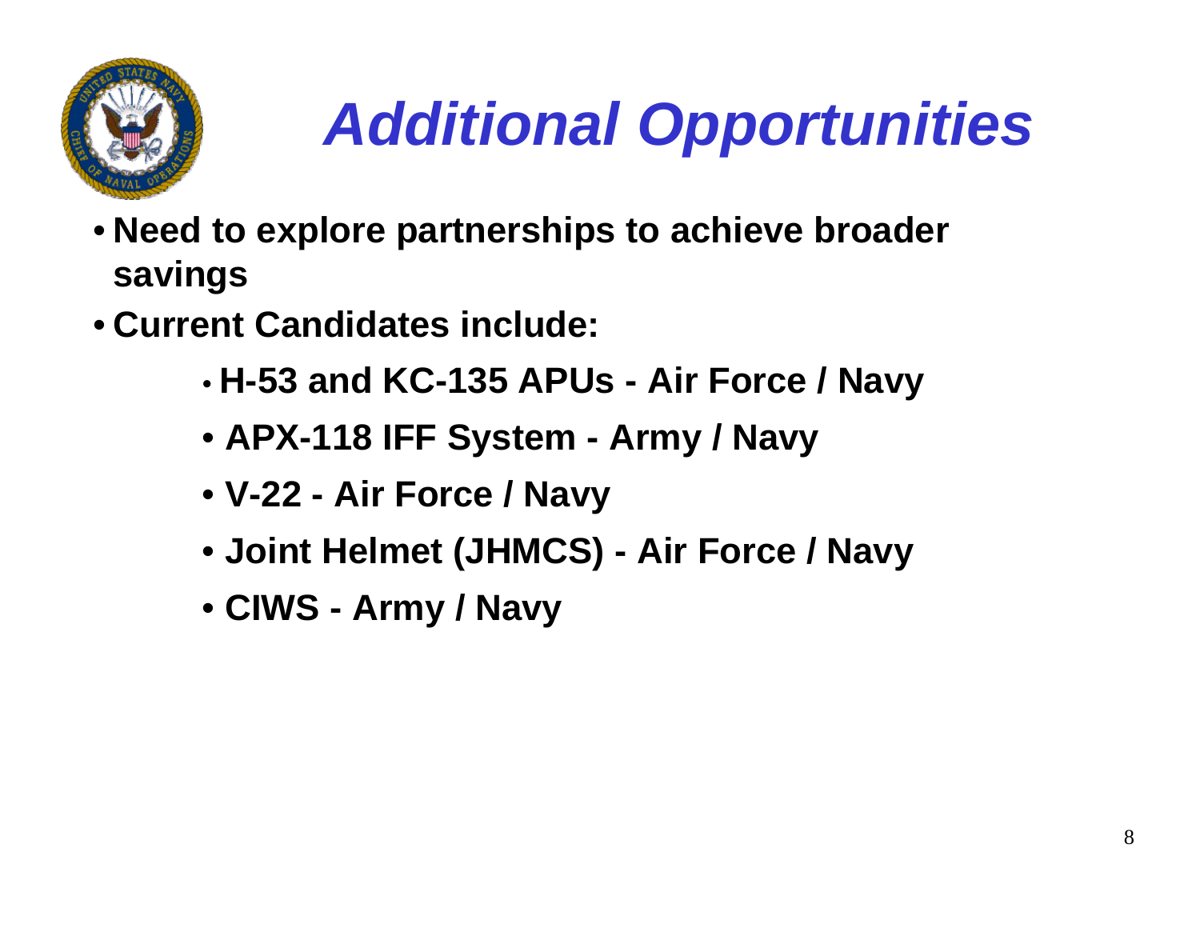# *Additional Opportunities*

- **Need to explore partnerships to achieve broader savings**
- **Current Candidates include:**
  - **H-53 and KC-135 APUs - Air Force / Navy**
  - **APX-118 IFF System - Army / Navy**
  - **V-22 - Air Force / Navy**
  - **Joint Helmet (JHMCS) - Air Force / Navy**
  - **CIWS - Army / Navy**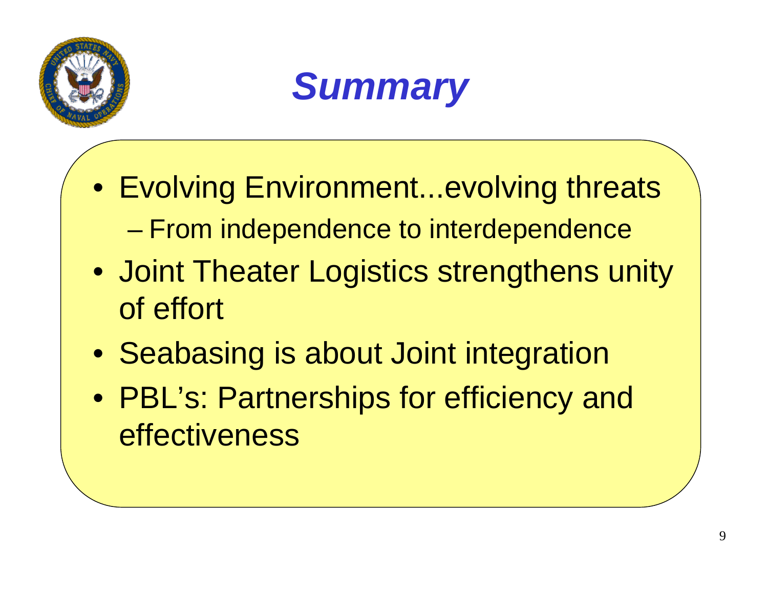# Summary

- Evolving Environment...evolving threats
  - From independence to interdependence
- Joint Theater Logistics strengthens unity of effort
- Seabasing is about Joint integration
- PBL's: Partnerships for efficiency and effectiveness